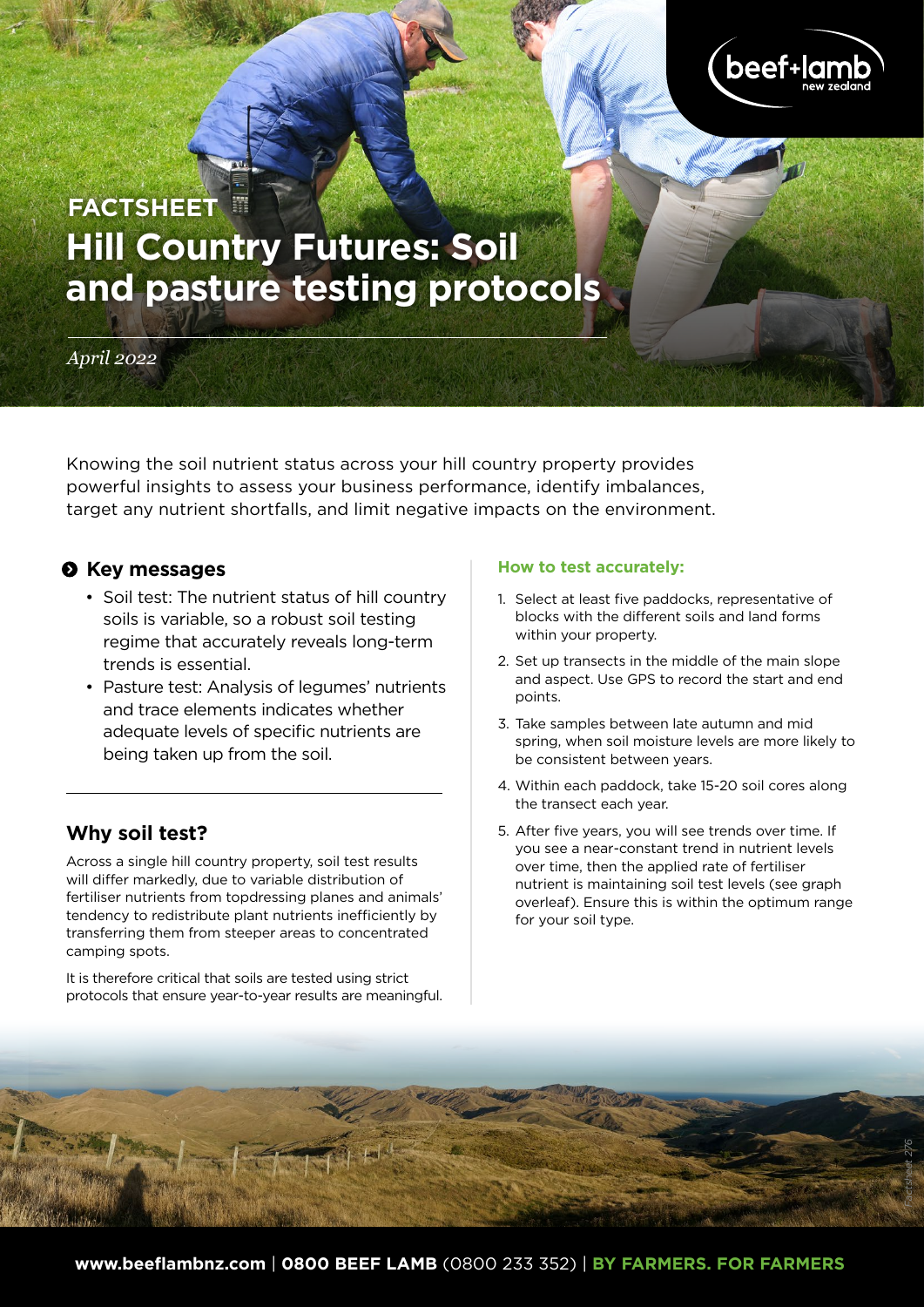FACTSHEET

# Hill Country Futures: Soil and pasture testing protocols

*April 2022*

Knowing the soil nutrient status across your hill country property provides powerful insights to assess your business performance, identify imbalances, target any nutrient shortfalls, and limit negative impacts on the environment.

## Key messages

- Soil test: The nutrient status of hill country soils is variable, so a robust soil testing regime that accurately reveals long-term trends is essential.
- Pasture test: Analysis of legumes' nutrients and trace elements indicates whether adequate levels of specific nutrients are being taken up from the soil.

## Why soil test?

Across a single hill country property, soil test results will differ markedly, due to variable distribution of fertiliser nutrients from topdressing planes and animals' tendency to redistribute plant nutrients inefficiently by transferring them from steeper areas to concentrated camping spots.

It is therefore critical that soils are tested using strict protocols that ensure year-to-year results are meaningful.

### How to test accurately:

1. Select at least five paddocks, representative of blocks with the different soils and land forms within your property.
2. Set up transects in the middle of the main slope and aspect. Use GPS to record the start and end points.
3. Take samples between late autumn and mid spring, when soil moisture levels are more likely to be consistent between years.
4. Within each paddock, take 15-20 soil cores along the transect each year.
5. After five years, you will see trends over time. If you see a near-constant trend in nutrient levels over time, then the applied rate of fertiliser nutrient is maintaining soil test levels (see graph overleaf). Ensure this is within the optimum range for your soil type.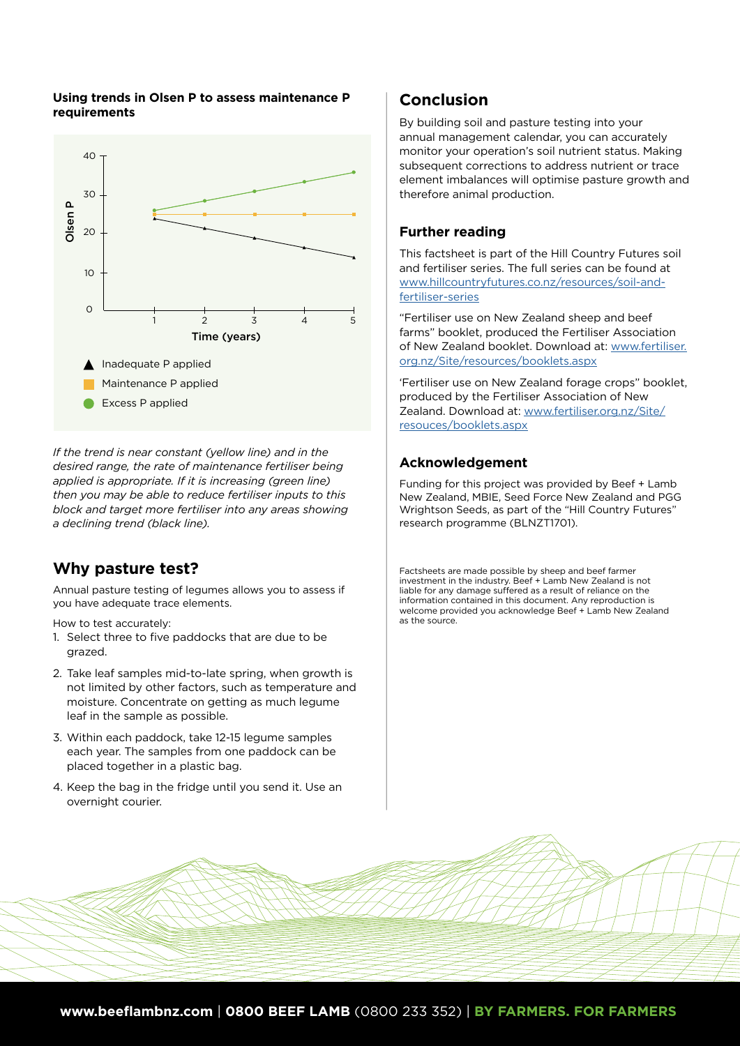**Using trends in Olsen P to assess maintenance P requirements**

Olsen P

40
30
20
10
0

1
2
3
4
5

Time (years)

Inadequate P applied

Maintenance P applied

Excess P applied

*If the trend is near constant (yellow line) and in the desired range, the rate of maintenance fertiliser being applied is appropriate. If it is increasing (green line) then you may be able to reduce fertiliser inputs to this block and target more fertiliser into any areas showing a declining trend (black line).*

## Why pasture test?

Annual pasture testing of legumes allows you to assess if you have adequate trace elements.

How to test accurately:

1. Select three to five paddocks that are due to be grazed.
2. Take leaf samples mid-to-late spring, when growth is not limited by other factors, such as temperature and moisture. Concentrate on getting as much legume leaf in the sample as possible.
3. Within each paddock, take 12-15 legume samples each year. The samples from one paddock can be placed together in a plastic bag.
4. Keep the bag in the fridge until you send it. Use an overnight courier.

## Conclusion

By building soil and pasture testing into your annual management calendar, you can accurately monitor your operation's soil nutrient status. Making subsequent corrections to address nutrient or trace element imbalances will optimise pasture growth and therefore animal production.

### Further reading

This factsheet is part of the Hill Country Futures soil and fertiliser series. The full series can be found at www.hillcountryfutures.co.nz/resources/soil-and-fertiliser-series

"Fertiliser use on New Zealand sheep and beef farms" booklet, produced the Fertiliser Association of New Zealand booklet. Download at: www.fertiliser.org.nz/Site/resources/booklets.aspx

'Fertiliser use on New Zealand forage crops" booklet, produced by the Fertiliser Association of New Zealand. Download at: www.fertiliser.org.nz/Site/resouces/booklets.aspx

### Acknowledgement

Funding for this project was provided by Beef + Lamb New Zealand, MBIE, Seed Force New Zealand and PGG Wrightson Seeds, as part of the "Hill Country Futures" research programme (BLNZT1701).

Factsheets are made possible by sheep and beef farmer investment in the industry. Beef + Lamb New Zealand is not liable for any damage suffered as a result of reliance on the information contained in this document. Any reproduction is welcome provided you acknowledge Beef + Lamb New Zealand as the source.

**www.beeflambnz.com** | **0800 BEEF LAMB** (0800 233 352) | **BY FARMERS. FOR FARMERS**